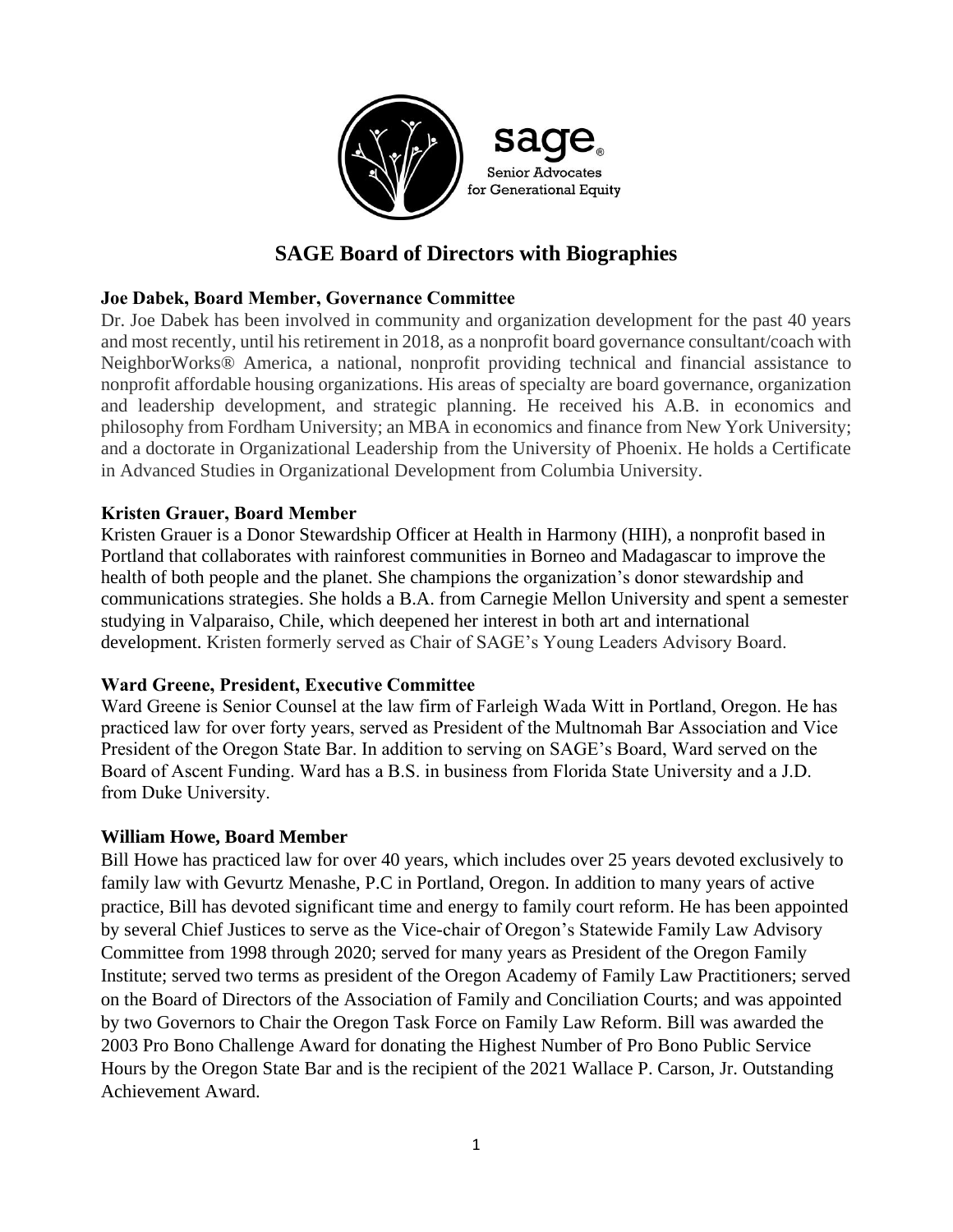sage®
Senior Advocates for Generational Equity

# SAGE Board of Directors with Biographies

**Joe Dabek, Board Member, Governance Committee**

Dr. Joe Dabek has been involved in community and organization development for the past 40 years and most recently, until his retirement in 2018, as a nonprofit board governance consultant/coach with NeighborWorks® America, a national, nonprofit providing technical and financial assistance to nonprofit affordable housing organizations. His areas of specialty are board governance, organization and leadership development, and strategic planning. He received his A.B. in economics and philosophy from Fordham University; an MBA in economics and finance from New York University; and a doctorate in Organizational Leadership from the University of Phoenix. He holds a Certificate in Advanced Studies in Organizational Development from Columbia University.

**Kristen Grauer, Board Member**

Kristen Grauer is a Donor Stewardship Officer at Health in Harmony (HIH), a nonprofit based in Portland that collaborates with rainforest communities in Borneo and Madagascar to improve the health of both people and the planet. She champions the organization's donor stewardship and communications strategies. She holds a B.A. from Carnegie Mellon University and spent a semester studying in Valparaiso, Chile, which deepened her interest in both art and international development. Kristen formerly served as Chair of SAGE's Young Leaders Advisory Board.

**Ward Greene, President, Executive Committee**

Ward Greene is Senior Counsel at the law firm of Farleigh Wada Witt in Portland, Oregon. He has practiced law for over forty years, served as President of the Multnomah Bar Association and Vice President of the Oregon State Bar. In addition to serving on SAGE's Board, Ward served on the Board of Ascent Funding. Ward has a B.S. in business from Florida State University and a J.D. from Duke University.

**William Howe, Board Member**

Bill Howe has practiced law for over 40 years, which includes over 25 years devoted exclusively to family law with Gevurtz Menashe, P.C in Portland, Oregon. In addition to many years of active practice, Bill has devoted significant time and energy to family court reform. He has been appointed by several Chief Justices to serve as the Vice-chair of Oregon's Statewide Family Law Advisory Committee from 1998 through 2020; served for many years as President of the Oregon Family Institute; served two terms as president of the Oregon Academy of Family Law Practitioners; served on the Board of Directors of the Association of Family and Conciliation Courts; and was appointed by two Governors to Chair the Oregon Task Force on Family Law Reform. Bill was awarded the 2003 Pro Bono Challenge Award for donating the Highest Number of Pro Bono Public Service Hours by the Oregon State Bar and is the recipient of the 2021 Wallace P. Carson, Jr. Outstanding Achievement Award.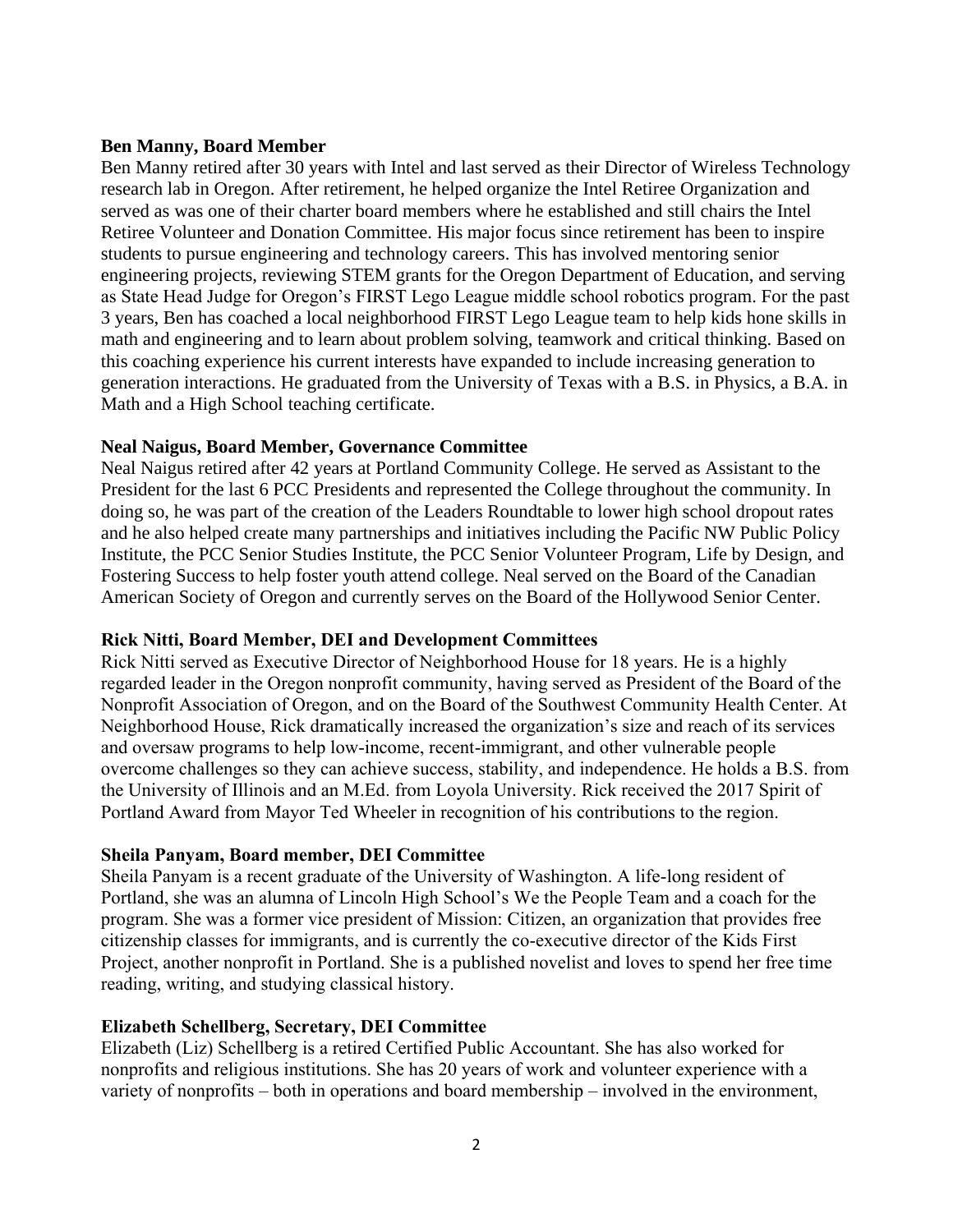**Ben Manny, Board Member**

Ben Manny retired after 30 years with Intel and last served as their Director of Wireless Technology research lab in Oregon. After retirement, he helped organize the Intel Retiree Organization and served as was one of their charter board members where he established and still chairs the Intel Retiree Volunteer and Donation Committee. His major focus since retirement has been to inspire students to pursue engineering and technology careers. This has involved mentoring senior engineering projects, reviewing STEM grants for the Oregon Department of Education, and serving as State Head Judge for Oregon's FIRST Lego League middle school robotics program. For the past 3 years, Ben has coached a local neighborhood FIRST Lego League team to help kids hone skills in math and engineering and to learn about problem solving, teamwork and critical thinking. Based on this coaching experience his current interests have expanded to include increasing generation to generation interactions. He graduated from the University of Texas with a B.S. in Physics, a B.A. in Math and a High School teaching certificate.

**Neal Naigus, Board Member, Governance Committee**

Neal Naigus retired after 42 years at Portland Community College. He served as Assistant to the President for the last 6 PCC Presidents and represented the College throughout the community. In doing so, he was part of the creation of the Leaders Roundtable to lower high school dropout rates and he also helped create many partnerships and initiatives including the Pacific NW Public Policy Institute, the PCC Senior Studies Institute, the PCC Senior Volunteer Program, Life by Design, and Fostering Success to help foster youth attend college. Neal served on the Board of the Canadian American Society of Oregon and currently serves on the Board of the Hollywood Senior Center.

**Rick Nitti, Board Member, DEI and Development Committees**

Rick Nitti served as Executive Director of Neighborhood House for 18 years. He is a highly regarded leader in the Oregon nonprofit community, having served as President of the Board of the Nonprofit Association of Oregon, and on the Board of the Southwest Community Health Center. At Neighborhood House, Rick dramatically increased the organization's size and reach of its services and oversaw programs to help low-income, recent-immigrant, and other vulnerable people overcome challenges so they can achieve success, stability, and independence. He holds a B.S. from the University of Illinois and an M.Ed. from Loyola University. Rick received the 2017 Spirit of Portland Award from Mayor Ted Wheeler in recognition of his contributions to the region.

**Sheila Panyam, Board member, DEI Committee**

Sheila Panyam is a recent graduate of the University of Washington. A life-long resident of Portland, she was an alumna of Lincoln High School's We the People Team and a coach for the program. She was a former vice president of Mission: Citizen, an organization that provides free citizenship classes for immigrants, and is currently the co-executive director of the Kids First Project, another nonprofit in Portland. She is a published novelist and loves to spend her free time reading, writing, and studying classical history.

**Elizabeth Schellberg, Secretary, DEI Committee**

Elizabeth (Liz) Schellberg is a retired Certified Public Accountant. She has also worked for nonprofits and religious institutions. She has 20 years of work and volunteer experience with a variety of nonprofits – both in operations and board membership – involved in the environment,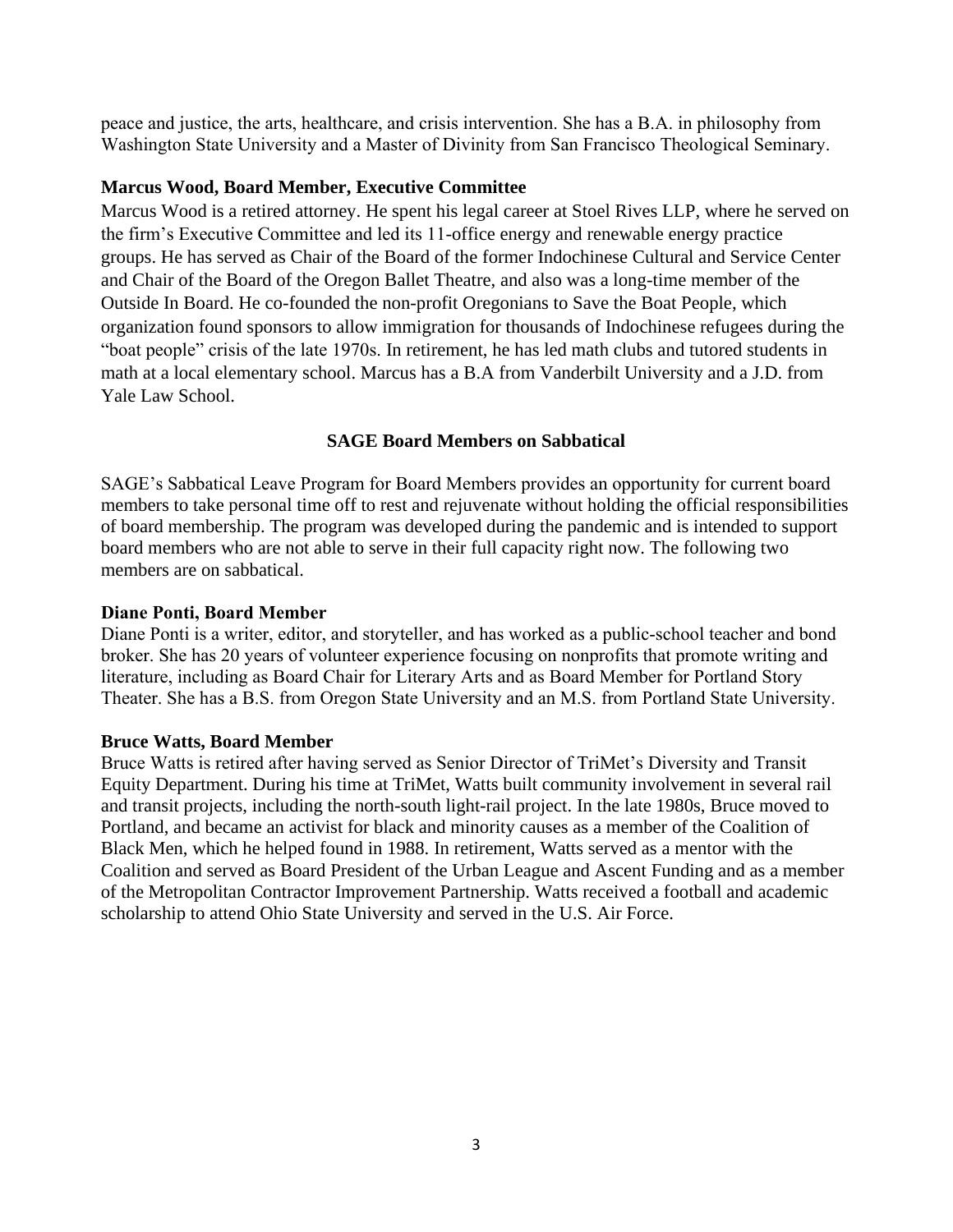peace and justice, the arts, healthcare, and crisis intervention. She has a B.A. in philosophy from Washington State University and a Master of Divinity from San Francisco Theological Seminary.

**Marcus Wood, Board Member, Executive Committee**

Marcus Wood is a retired attorney. He spent his legal career at Stoel Rives LLP, where he served on the firm's Executive Committee and led its 11-office energy and renewable energy practice groups. He has served as Chair of the Board of the former Indochinese Cultural and Service Center and Chair of the Board of the Oregon Ballet Theatre, and also was a long-time member of the Outside In Board. He co-founded the non-profit Oregonians to Save the Boat People, which organization found sponsors to allow immigration for thousands of Indochinese refugees during the "boat people" crisis of the late 1970s. In retirement, he has led math clubs and tutored students in math at a local elementary school. Marcus has a B.A from Vanderbilt University and a J.D. from Yale Law School.

## SAGE Board Members on Sabbatical

SAGE's Sabbatical Leave Program for Board Members provides an opportunity for current board members to take personal time off to rest and rejuvenate without holding the official responsibilities of board membership. The program was developed during the pandemic and is intended to support board members who are not able to serve in their full capacity right now. The following two members are on sabbatical.

**Diane Ponti, Board Member**

Diane Ponti is a writer, editor, and storyteller, and has worked as a public-school teacher and bond broker. She has 20 years of volunteer experience focusing on nonprofits that promote writing and literature, including as Board Chair for Literary Arts and as Board Member for Portland Story Theater. She has a B.S. from Oregon State University and an M.S. from Portland State University.

**Bruce Watts, Board Member**

Bruce Watts is retired after having served as Senior Director of TriMet's Diversity and Transit Equity Department. During his time at TriMet, Watts built community involvement in several rail and transit projects, including the north-south light-rail project. In the late 1980s, Bruce moved to Portland, and became an activist for black and minority causes as a member of the Coalition of Black Men, which he helped found in 1988. In retirement, Watts served as a mentor with the Coalition and served as Board President of the Urban League and Ascent Funding and as a member of the Metropolitan Contractor Improvement Partnership. Watts received a football and academic scholarship to attend Ohio State University and served in the U.S. Air Force.